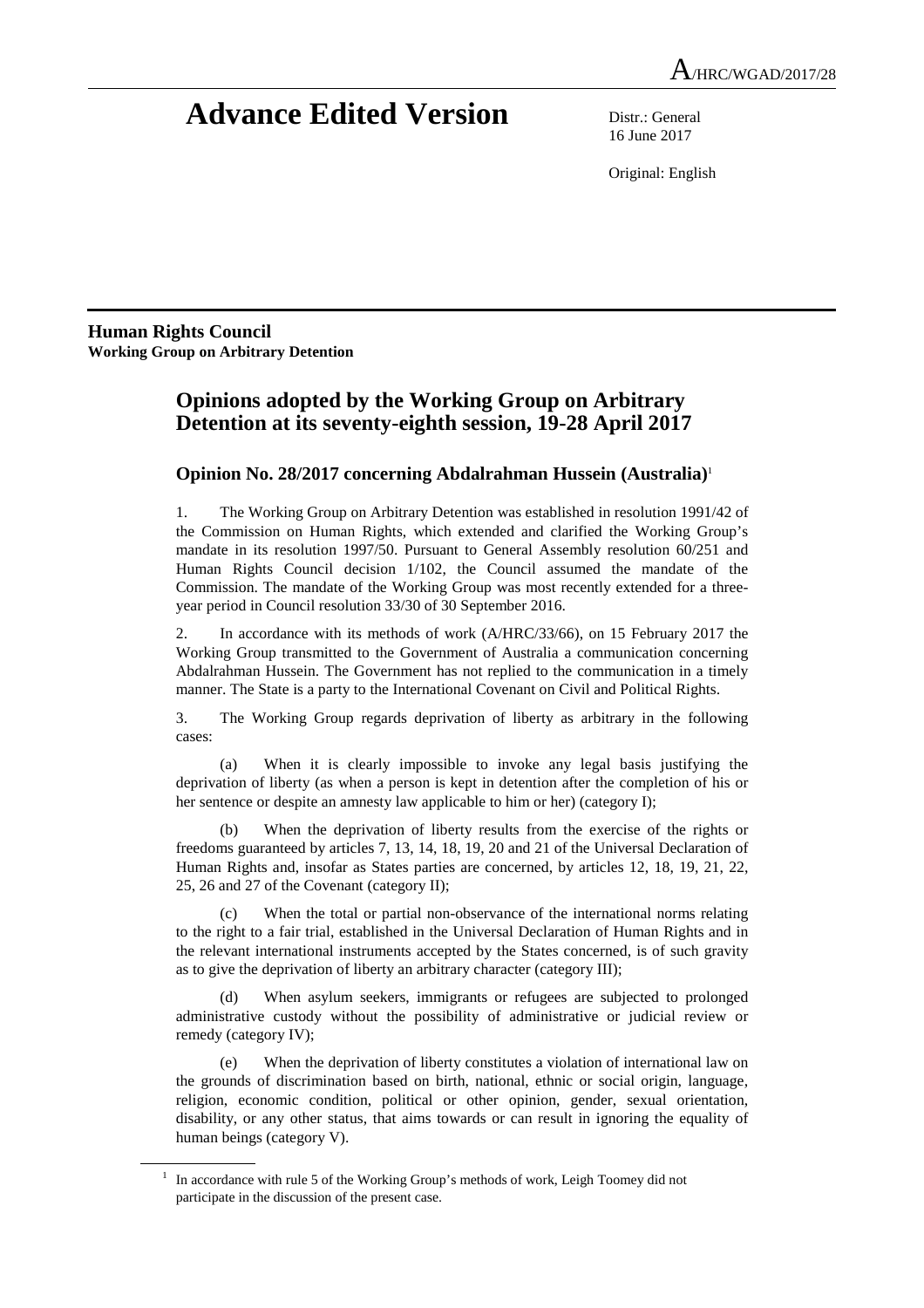A/HRC/WGAD/2017/28

# Advance Edited Version

Distr.: General
16 June 2017

Original: English

**Human Rights Council**
**Working Group on Arbitrary Detention**

## Opinions adopted by the Working Group on Arbitrary Detention at its seventy-eighth session, 19-28 April 2017

### Opinion No. 28/2017 concerning Abdalrahman Hussein (Australia)[1]

1. The Working Group on Arbitrary Detention was established in resolution 1991/42 of the Commission on Human Rights, which extended and clarified the Working Group's mandate in its resolution 1997/50. Pursuant to General Assembly resolution 60/251 and Human Rights Council decision 1/102, the Council assumed the mandate of the Commission. The mandate of the Working Group was most recently extended for a three-year period in Council resolution 33/30 of 30 September 2016.

2. In accordance with its methods of work (A/HRC/33/66), on 15 February 2017 the Working Group transmitted to the Government of Australia a communication concerning Abdalrahman Hussein. The Government has not replied to the communication in a timely manner. The State is a party to the International Covenant on Civil and Political Rights.

3. The Working Group regards deprivation of liberty as arbitrary in the following cases:

(a) When it is clearly impossible to invoke any legal basis justifying the deprivation of liberty (as when a person is kept in detention after the completion of his or her sentence or despite an amnesty law applicable to him or her) (category I);

(b) When the deprivation of liberty results from the exercise of the rights or freedoms guaranteed by articles 7, 13, 14, 18, 19, 20 and 21 of the Universal Declaration of Human Rights and, insofar as States parties are concerned, by articles 12, 18, 19, 21, 22, 25, 26 and 27 of the Covenant (category II);

(c) When the total or partial non-observance of the international norms relating to the right to a fair trial, established in the Universal Declaration of Human Rights and in the relevant international instruments accepted by the States concerned, is of such gravity as to give the deprivation of liberty an arbitrary character (category III);

(d) When asylum seekers, immigrants or refugees are subjected to prolonged administrative custody without the possibility of administrative or judicial review or remedy (category IV);

(e) When the deprivation of liberty constitutes a violation of international law on the grounds of discrimination based on birth, national, ethnic or social origin, language, religion, economic condition, political or other opinion, gender, sexual orientation, disability, or any other status, that aims towards or can result in ignoring the equality of human beings (category V).

[1] In accordance with rule 5 of the Working Group's methods of work, Leigh Toomey did not participate in the discussion of the present case.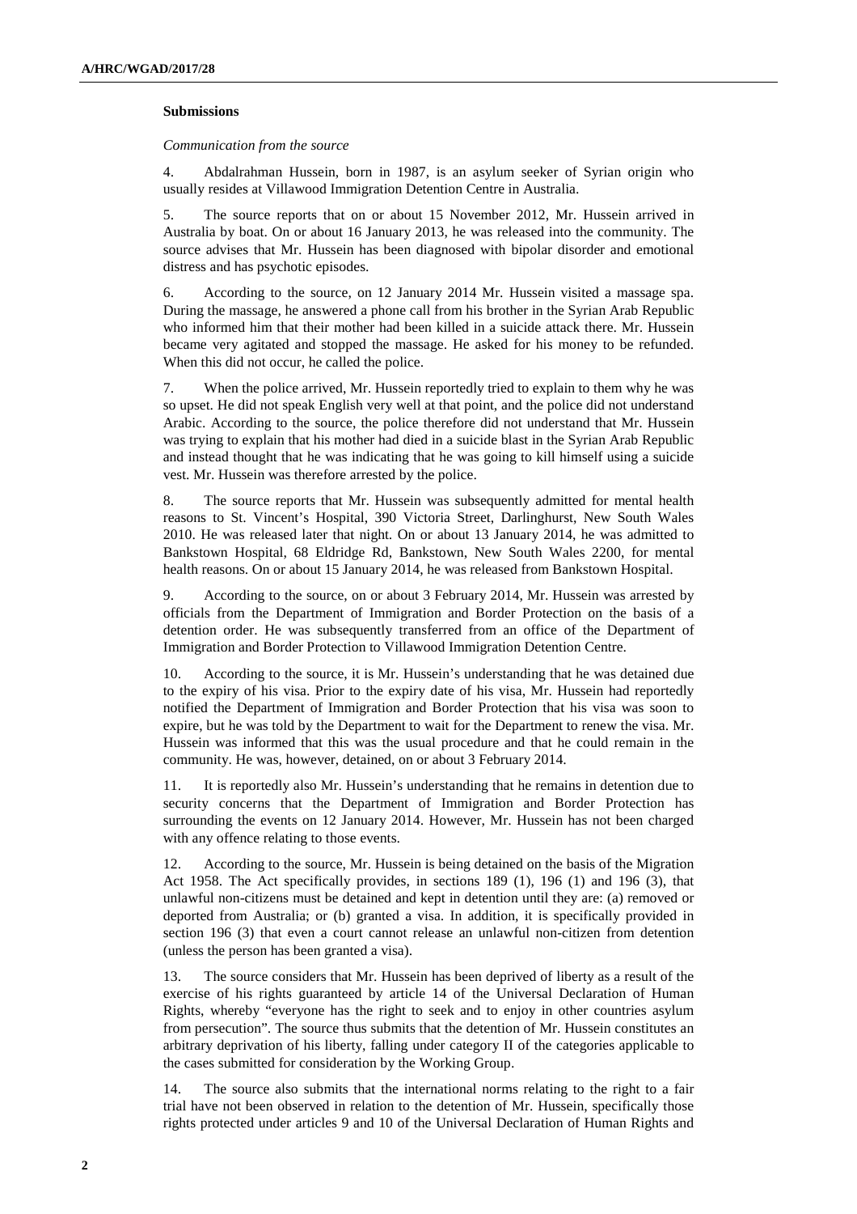### Submissions

*Communication from the source*

4. Abdalrahman Hussein, born in 1987, is an asylum seeker of Syrian origin who usually resides at Villawood Immigration Detention Centre in Australia.

5. The source reports that on or about 15 November 2012, Mr. Hussein arrived in Australia by boat. On or about 16 January 2013, he was released into the community. The source advises that Mr. Hussein has been diagnosed with bipolar disorder and emotional distress and has psychotic episodes.

6. According to the source, on 12 January 2014 Mr. Hussein visited a massage spa. During the massage, he answered a phone call from his brother in the Syrian Arab Republic who informed him that their mother had been killed in a suicide attack there. Mr. Hussein became very agitated and stopped the massage. He asked for his money to be refunded. When this did not occur, he called the police.

7. When the police arrived, Mr. Hussein reportedly tried to explain to them why he was so upset. He did not speak English very well at that point, and the police did not understand Arabic. According to the source, the police therefore did not understand that Mr. Hussein was trying to explain that his mother had died in a suicide blast in the Syrian Arab Republic and instead thought that he was indicating that he was going to kill himself using a suicide vest. Mr. Hussein was therefore arrested by the police.

8. The source reports that Mr. Hussein was subsequently admitted for mental health reasons to St. Vincent's Hospital, 390 Victoria Street, Darlinghurst, New South Wales 2010. He was released later that night. On or about 13 January 2014, he was admitted to Bankstown Hospital, 68 Eldridge Rd, Bankstown, New South Wales 2200, for mental health reasons. On or about 15 January 2014, he was released from Bankstown Hospital.

9. According to the source, on or about 3 February 2014, Mr. Hussein was arrested by officials from the Department of Immigration and Border Protection on the basis of a detention order. He was subsequently transferred from an office of the Department of Immigration and Border Protection to Villawood Immigration Detention Centre.

10. According to the source, it is Mr. Hussein's understanding that he was detained due to the expiry of his visa. Prior to the expiry date of his visa, Mr. Hussein had reportedly notified the Department of Immigration and Border Protection that his visa was soon to expire, but he was told by the Department to wait for the Department to renew the visa. Mr. Hussein was informed that this was the usual procedure and that he could remain in the community. He was, however, detained, on or about 3 February 2014.

11. It is reportedly also Mr. Hussein's understanding that he remains in detention due to security concerns that the Department of Immigration and Border Protection has surrounding the events on 12 January 2014. However, Mr. Hussein has not been charged with any offence relating to those events.

12. According to the source, Mr. Hussein is being detained on the basis of the Migration Act 1958. The Act specifically provides, in sections 189 (1), 196 (1) and 196 (3), that unlawful non-citizens must be detained and kept in detention until they are: (a) removed or deported from Australia; or (b) granted a visa. In addition, it is specifically provided in section 196 (3) that even a court cannot release an unlawful non-citizen from detention (unless the person has been granted a visa).

13. The source considers that Mr. Hussein has been deprived of liberty as a result of the exercise of his rights guaranteed by article 14 of the Universal Declaration of Human Rights, whereby "everyone has the right to seek and to enjoy in other countries asylum from persecution". The source thus submits that the detention of Mr. Hussein constitutes an arbitrary deprivation of his liberty, falling under category II of the categories applicable to the cases submitted for consideration by the Working Group.

14. The source also submits that the international norms relating to the right to a fair trial have not been observed in relation to the detention of Mr. Hussein, specifically those rights protected under articles 9 and 10 of the Universal Declaration of Human Rights and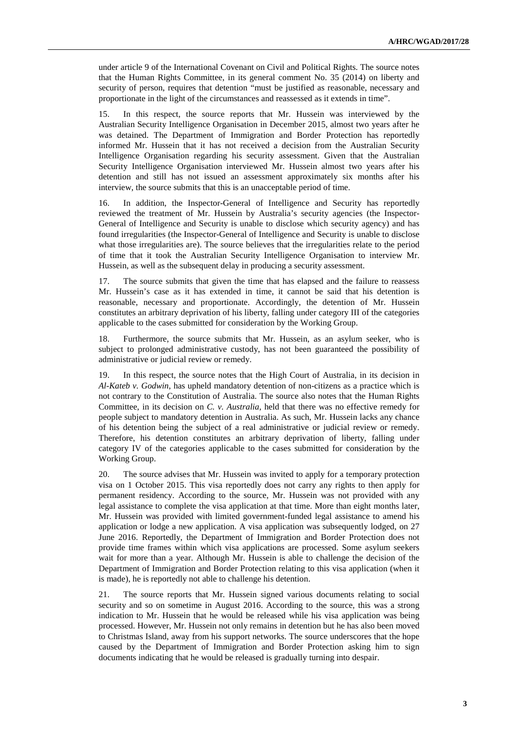under article 9 of the International Covenant on Civil and Political Rights. The source notes that the Human Rights Committee, in its general comment No. 35 (2014) on liberty and security of person, requires that detention "must be justified as reasonable, necessary and proportionate in the light of the circumstances and reassessed as it extends in time".

15. In this respect, the source reports that Mr. Hussein was interviewed by the Australian Security Intelligence Organisation in December 2015, almost two years after he was detained. The Department of Immigration and Border Protection has reportedly informed Mr. Hussein that it has not received a decision from the Australian Security Intelligence Organisation regarding his security assessment. Given that the Australian Security Intelligence Organisation interviewed Mr. Hussein almost two years after his detention and still has not issued an assessment approximately six months after his interview, the source submits that this is an unacceptable period of time.

16. In addition, the Inspector-General of Intelligence and Security has reportedly reviewed the treatment of Mr. Hussein by Australia's security agencies (the Inspector-General of Intelligence and Security is unable to disclose which security agency) and has found irregularities (the Inspector-General of Intelligence and Security is unable to disclose what those irregularities are). The source believes that the irregularities relate to the period of time that it took the Australian Security Intelligence Organisation to interview Mr. Hussein, as well as the subsequent delay in producing a security assessment.

17. The source submits that given the time that has elapsed and the failure to reassess Mr. Hussein's case as it has extended in time, it cannot be said that his detention is reasonable, necessary and proportionate. Accordingly, the detention of Mr. Hussein constitutes an arbitrary deprivation of his liberty, falling under category III of the categories applicable to the cases submitted for consideration by the Working Group.

18. Furthermore, the source submits that Mr. Hussein, as an asylum seeker, who is subject to prolonged administrative custody, has not been guaranteed the possibility of administrative or judicial review or remedy.

19. In this respect, the source notes that the High Court of Australia, in its decision in *Al-Kateb v. Godwin*, has upheld mandatory detention of non-citizens as a practice which is not contrary to the Constitution of Australia. The source also notes that the Human Rights Committee, in its decision on *C. v. Australia*, held that there was no effective remedy for people subject to mandatory detention in Australia. As such, Mr. Hussein lacks any chance of his detention being the subject of a real administrative or judicial review or remedy. Therefore, his detention constitutes an arbitrary deprivation of liberty, falling under category IV of the categories applicable to the cases submitted for consideration by the Working Group.

20. The source advises that Mr. Hussein was invited to apply for a temporary protection visa on 1 October 2015. This visa reportedly does not carry any rights to then apply for permanent residency. According to the source, Mr. Hussein was not provided with any legal assistance to complete the visa application at that time. More than eight months later, Mr. Hussein was provided with limited government-funded legal assistance to amend his application or lodge a new application. A visa application was subsequently lodged, on 27 June 2016. Reportedly, the Department of Immigration and Border Protection does not provide time frames within which visa applications are processed. Some asylum seekers wait for more than a year. Although Mr. Hussein is able to challenge the decision of the Department of Immigration and Border Protection relating to this visa application (when it is made), he is reportedly not able to challenge his detention.

21. The source reports that Mr. Hussein signed various documents relating to social security and so on sometime in August 2016. According to the source, this was a strong indication to Mr. Hussein that he would be released while his visa application was being processed. However, Mr. Hussein not only remains in detention but he has also been moved to Christmas Island, away from his support networks. The source underscores that the hope caused by the Department of Immigration and Border Protection asking him to sign documents indicating that he would be released is gradually turning into despair.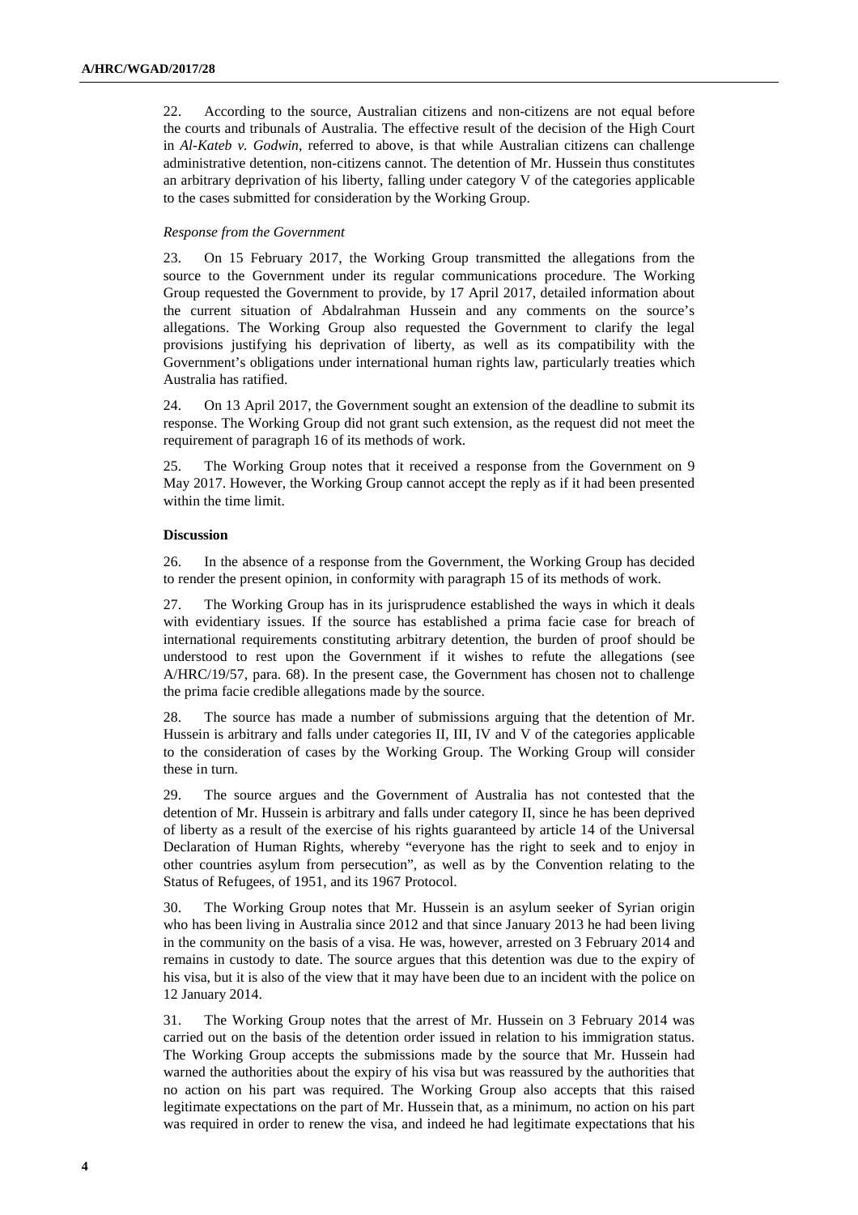22. According to the source, Australian citizens and non-citizens are not equal before the courts and tribunals of Australia. The effective result of the decision of the High Court in *Al-Kateb v. Godwin*, referred to above, is that while Australian citizens can challenge administrative detention, non-citizens cannot. The detention of Mr. Hussein thus constitutes an arbitrary deprivation of his liberty, falling under category V of the categories applicable to the cases submitted for consideration by the Working Group.

*Response from the Government*

23. On 15 February 2017, the Working Group transmitted the allegations from the source to the Government under its regular communications procedure. The Working Group requested the Government to provide, by 17 April 2017, detailed information about the current situation of Abdalrahman Hussein and any comments on the source's allegations. The Working Group also requested the Government to clarify the legal provisions justifying his deprivation of liberty, as well as its compatibility with the Government's obligations under international human rights law, particularly treaties which Australia has ratified.

24. On 13 April 2017, the Government sought an extension of the deadline to submit its response. The Working Group did not grant such extension, as the request did not meet the requirement of paragraph 16 of its methods of work.

25. The Working Group notes that it received a response from the Government on 9 May 2017. However, the Working Group cannot accept the reply as if it had been presented within the time limit.

**Discussion**

26. In the absence of a response from the Government, the Working Group has decided to render the present opinion, in conformity with paragraph 15 of its methods of work.

27. The Working Group has in its jurisprudence established the ways in which it deals with evidentiary issues. If the source has established a prima facie case for breach of international requirements constituting arbitrary detention, the burden of proof should be understood to rest upon the Government if it wishes to refute the allegations (see A/HRC/19/57, para. 68). In the present case, the Government has chosen not to challenge the prima facie credible allegations made by the source.

28. The source has made a number of submissions arguing that the detention of Mr. Hussein is arbitrary and falls under categories II, III, IV and V of the categories applicable to the consideration of cases by the Working Group. The Working Group will consider these in turn.

29. The source argues and the Government of Australia has not contested that the detention of Mr. Hussein is arbitrary and falls under category II, since he has been deprived of liberty as a result of the exercise of his rights guaranteed by article 14 of the Universal Declaration of Human Rights, whereby "everyone has the right to seek and to enjoy in other countries asylum from persecution", as well as by the Convention relating to the Status of Refugees, of 1951, and its 1967 Protocol.

30. The Working Group notes that Mr. Hussein is an asylum seeker of Syrian origin who has been living in Australia since 2012 and that since January 2013 he had been living in the community on the basis of a visa. He was, however, arrested on 3 February 2014 and remains in custody to date. The source argues that this detention was due to the expiry of his visa, but it is also of the view that it may have been due to an incident with the police on 12 January 2014.

31. The Working Group notes that the arrest of Mr. Hussein on 3 February 2014 was carried out on the basis of the detention order issued in relation to his immigration status. The Working Group accepts the submissions made by the source that Mr. Hussein had warned the authorities about the expiry of his visa but was reassured by the authorities that no action on his part was required. The Working Group also accepts that this raised legitimate expectations on the part of Mr. Hussein that, as a minimum, no action on his part was required in order to renew the visa, and indeed he had legitimate expectations that his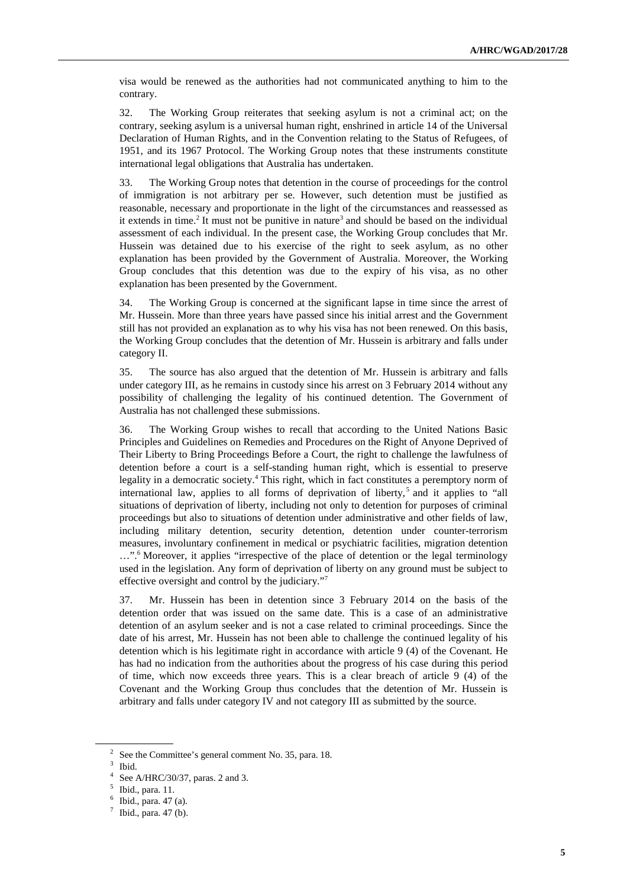visa would be renewed as the authorities had not communicated anything to him to the contrary.

32. The Working Group reiterates that seeking asylum is not a criminal act; on the contrary, seeking asylum is a universal human right, enshrined in article 14 of the Universal Declaration of Human Rights, and in the Convention relating to the Status of Refugees, of 1951, and its 1967 Protocol. The Working Group notes that these instruments constitute international legal obligations that Australia has undertaken.

33. The Working Group notes that detention in the course of proceedings for the control of immigration is not arbitrary per se. However, such detention must be justified as reasonable, necessary and proportionate in the light of the circumstances and reassessed as it extends in time.[2] It must not be punitive in nature[3] and should be based on the individual assessment of each individual. In the present case, the Working Group concludes that Mr. Hussein was detained due to his exercise of the right to seek asylum, as no other explanation has been provided by the Government of Australia. Moreover, the Working Group concludes that this detention was due to the expiry of his visa, as no other explanation has been presented by the Government.

34. The Working Group is concerned at the significant lapse in time since the arrest of Mr. Hussein. More than three years have passed since his initial arrest and the Government still has not provided an explanation as to why his visa has not been renewed. On this basis, the Working Group concludes that the detention of Mr. Hussein is arbitrary and falls under category II.

35. The source has also argued that the detention of Mr. Hussein is arbitrary and falls under category III, as he remains in custody since his arrest on 3 February 2014 without any possibility of challenging the legality of his continued detention. The Government of Australia has not challenged these submissions.

36. The Working Group wishes to recall that according to the United Nations Basic Principles and Guidelines on Remedies and Procedures on the Right of Anyone Deprived of Their Liberty to Bring Proceedings Before a Court, the right to challenge the lawfulness of detention before a court is a self-standing human right, which is essential to preserve legality in a democratic society.[4] This right, which in fact constitutes a peremptory norm of international law, applies to all forms of deprivation of liberty,[5] and it applies to "all situations of deprivation of liberty, including not only to detention for purposes of criminal proceedings but also to situations of detention under administrative and other fields of law, including military detention, security detention, detention under counter-terrorism measures, involuntary confinement in medical or psychiatric facilities, migration detention …".[6] Moreover, it applies "irrespective of the place of detention or the legal terminology used in the legislation. Any form of deprivation of liberty on any ground must be subject to effective oversight and control by the judiciary."[7]

37. Mr. Hussein has been in detention since 3 February 2014 on the basis of the detention order that was issued on the same date. This is a case of an administrative detention of an asylum seeker and is not a case related to criminal proceedings. Since the date of his arrest, Mr. Hussein has not been able to challenge the continued legality of his detention which is his legitimate right in accordance with article 9 (4) of the Covenant. He has had no indication from the authorities about the progress of his case during this period of time, which now exceeds three years. This is a clear breach of article 9 (4) of the Covenant and the Working Group thus concludes that the detention of Mr. Hussein is arbitrary and falls under category IV and not category III as submitted by the source.

---

[2] See the Committee's general comment No. 35, para. 18.

[3] Ibid.

[4] See A/HRC/30/37, paras. 2 and 3.

[5] Ibid., para. 11.

[6] Ibid., para. 47 (a).

[7] Ibid., para. 47 (b).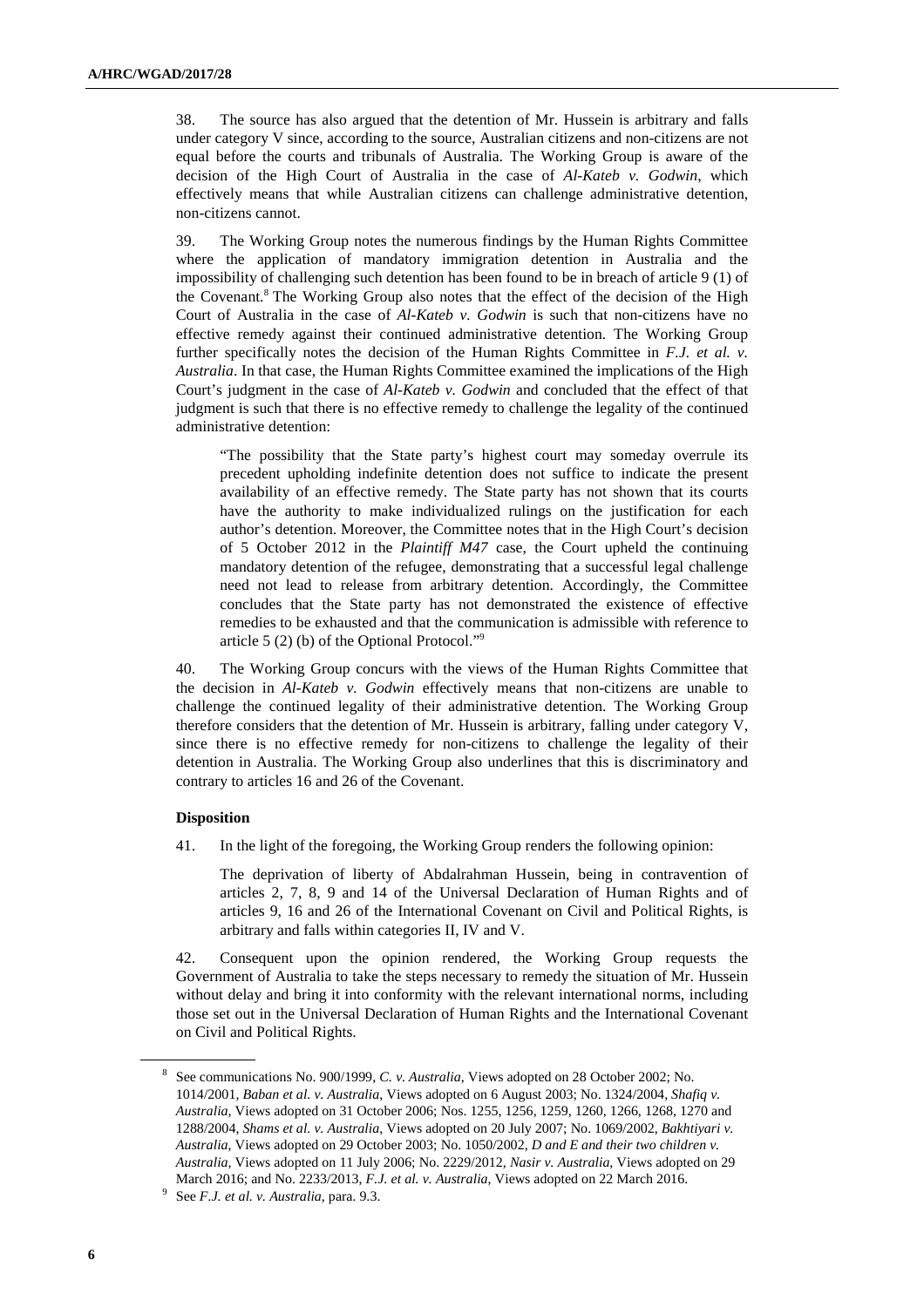38. The source has also argued that the detention of Mr. Hussein is arbitrary and falls under category V since, according to the source, Australian citizens and non-citizens are not equal before the courts and tribunals of Australia. The Working Group is aware of the decision of the High Court of Australia in the case of *Al-Kateb v. Godwin*, which effectively means that while Australian citizens can challenge administrative detention, non-citizens cannot.

39. The Working Group notes the numerous findings by the Human Rights Committee where the application of mandatory immigration detention in Australia and the impossibility of challenging such detention has been found to be in breach of article 9 (1) of the Covenant.[8] The Working Group also notes that the effect of the decision of the High Court of Australia in the case of *Al-Kateb v. Godwin* is such that non-citizens have no effective remedy against their continued administrative detention. The Working Group further specifically notes the decision of the Human Rights Committee in *F.J. et al. v. Australia*. In that case, the Human Rights Committee examined the implications of the High Court's judgment in the case of *Al-Kateb v. Godwin* and concluded that the effect of that judgment is such that there is no effective remedy to challenge the legality of the continued administrative detention:

> "The possibility that the State party's highest court may someday overrule its precedent upholding indefinite detention does not suffice to indicate the present availability of an effective remedy. The State party has not shown that its courts have the authority to make individualized rulings on the justification for each author's detention. Moreover, the Committee notes that in the High Court's decision of 5 October 2012 in the *Plaintiff M47* case, the Court upheld the continuing mandatory detention of the refugee, demonstrating that a successful legal challenge need not lead to release from arbitrary detention. Accordingly, the Committee concludes that the State party has not demonstrated the existence of effective remedies to be exhausted and that the communication is admissible with reference to article 5 (2) (b) of the Optional Protocol."[9]

40. The Working Group concurs with the views of the Human Rights Committee that the decision in *Al-Kateb v. Godwin* effectively means that non-citizens are unable to challenge the continued legality of their administrative detention. The Working Group therefore considers that the detention of Mr. Hussein is arbitrary, falling under category V, since there is no effective remedy for non-citizens to challenge the legality of their detention in Australia. The Working Group also underlines that this is discriminatory and contrary to articles 16 and 26 of the Covenant.

### Disposition

41. In the light of the foregoing, the Working Group renders the following opinion:

> The deprivation of liberty of Abdalrahman Hussein, being in contravention of articles 2, 7, 8, 9 and 14 of the Universal Declaration of Human Rights and of articles 9, 16 and 26 of the International Covenant on Civil and Political Rights, is arbitrary and falls within categories II, IV and V.

42. Consequent upon the opinion rendered, the Working Group requests the Government of Australia to take the steps necessary to remedy the situation of Mr. Hussein without delay and bring it into conformity with the relevant international norms, including those set out in the Universal Declaration of Human Rights and the International Covenant on Civil and Political Rights.

---

[8] See communications No. 900/1999, *C. v. Australia*, Views adopted on 28 October 2002; No. 1014/2001, *Baban et al. v. Australia*, Views adopted on 6 August 2003; No. 1324/2004, *Shafiq v. Australia*, Views adopted on 31 October 2006; Nos. 1255, 1256, 1259, 1260, 1266, 1268, 1270 and 1288/2004, *Shams et al. v. Australia*, Views adopted on 20 July 2007; No. 1069/2002, *Bakhtiyari v. Australia*, Views adopted on 29 October 2003; No. 1050/2002, *D and E and their two children v. Australia*, Views adopted on 11 July 2006; No. 2229/2012, *Nasir v. Australia*, Views adopted on 29 March 2016; and No. 2233/2013, *F.J. et al. v. Australia*, Views adopted on 22 March 2016.

[9] See *F.J. et al. v. Australia*, para. 9.3.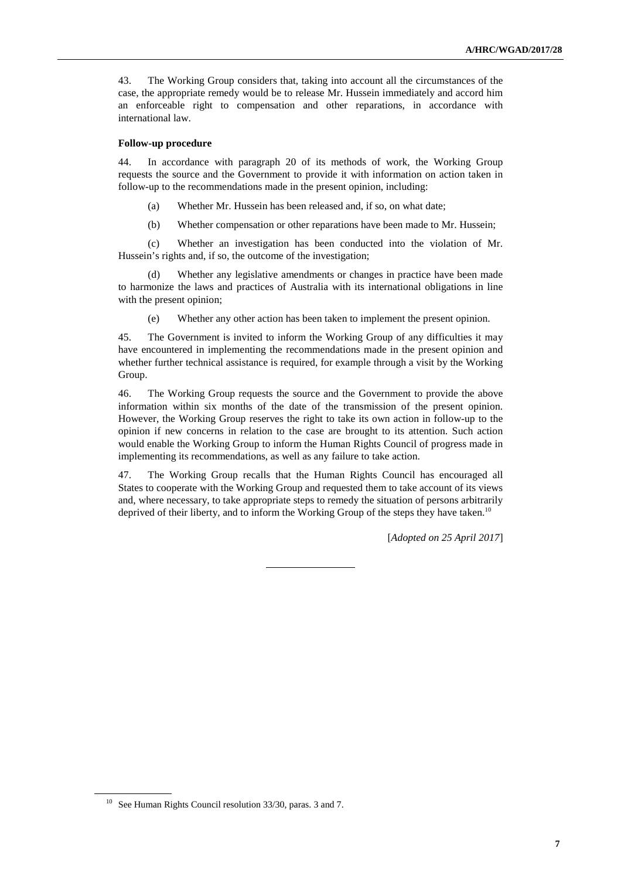43. The Working Group considers that, taking into account all the circumstances of the case, the appropriate remedy would be to release Mr. Hussein immediately and accord him an enforceable right to compensation and other reparations, in accordance with international law.

**Follow-up procedure**

44. In accordance with paragraph 20 of its methods of work, the Working Group requests the source and the Government to provide it with information on action taken in follow-up to the recommendations made in the present opinion, including:

(a) Whether Mr. Hussein has been released and, if so, on what date;

(b) Whether compensation or other reparations have been made to Mr. Hussein;

(c) Whether an investigation has been conducted into the violation of Mr. Hussein's rights and, if so, the outcome of the investigation;

(d) Whether any legislative amendments or changes in practice have been made to harmonize the laws and practices of Australia with its international obligations in line with the present opinion;

(e) Whether any other action has been taken to implement the present opinion.

45. The Government is invited to inform the Working Group of any difficulties it may have encountered in implementing the recommendations made in the present opinion and whether further technical assistance is required, for example through a visit by the Working Group.

46. The Working Group requests the source and the Government to provide the above information within six months of the date of the transmission of the present opinion. However, the Working Group reserves the right to take its own action in follow-up to the opinion if new concerns in relation to the case are brought to its attention. Such action would enable the Working Group to inform the Human Rights Council of progress made in implementing its recommendations, as well as any failure to take action.

47. The Working Group recalls that the Human Rights Council has encouraged all States to cooperate with the Working Group and requested them to take account of its views and, where necessary, to take appropriate steps to remedy the situation of persons arbitrarily deprived of their liberty, and to inform the Working Group of the steps they have taken.[10]

[*Adopted on 25 April 2017*]

---

[10] See Human Rights Council resolution 33/30, paras. 3 and 7.